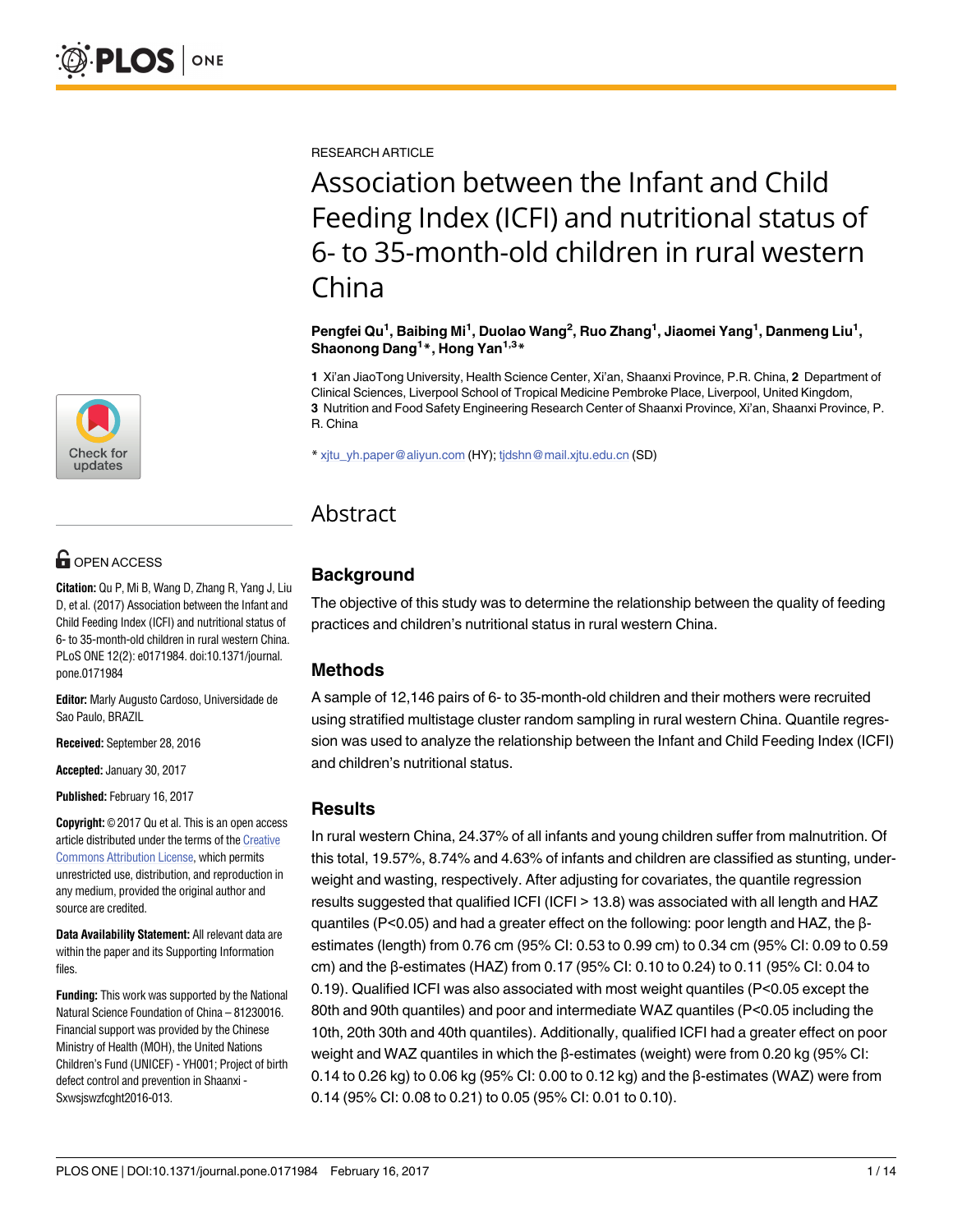RESEARCH ARTICLE

# Association between the Infant and Child Feeding Index (ICFI) and nutritional status of 6- to 35-month-old children in rural western China

**Pengfei Qu[1], Baibing Mi[1], Duolao Wang[2], Ruo Zhang[1], Jiaomei Yang[1], Danmeng Liu[1], Shaonong Dang[1]*, Hong Yan[1,3]***

**1** Xi'an JiaoTong University, Health Science Center, Xi'an, Shaanxi Province, P.R. China, **2** Department of Clinical Sciences, Liverpool School of Tropical Medicine Pembroke Place, Liverpool, United Kingdom, **3** Nutrition and Food Safety Engineering Research Center of Shaanxi Province, Xi'an, Shaanxi Province, P. R. China

* xjtu_yh.paper@aliyun.com (HY); tjdshn@mail.xjtu.edu.cn (SD)

OPEN ACCESS

**Citation:** Qu P, Mi B, Wang D, Zhang R, Yang J, Liu D, et al. (2017) Association between the Infant and Child Feeding Index (ICFI) and nutritional status of 6- to 35-month-old children in rural western China. PLoS ONE 12(2): e0171984. doi:10.1371/journal.pone.0171984

**Editor:** Marly Augusto Cardoso, Universidade de Sao Paulo, BRAZIL

**Received:** September 28, 2016

**Accepted:** January 30, 2017

**Published:** February 16, 2017

**Copyright:** © 2017 Qu et al. This is an open access article distributed under the terms of the Creative Commons Attribution License, which permits unrestricted use, distribution, and reproduction in any medium, provided the original author and source are credited.

**Data Availability Statement:** All relevant data are within the paper and its Supporting Information files.

**Funding:** This work was supported by the National Natural Science Foundation of China – 81230016. Financial support was provided by the Chinese Ministry of Health (MOH), the United Nations Children's Fund (UNICEF) - YH001; Project of birth defect control and prevention in Shaanxi - Sxwsjswzfcght2016-013.

## Abstract

### Background

The objective of this study was to determine the relationship between the quality of feeding practices and children's nutritional status in rural western China.

### Methods

A sample of 12,146 pairs of 6- to 35-month-old children and their mothers were recruited using stratified multistage cluster random sampling in rural western China. Quantile regression was used to analyze the relationship between the Infant and Child Feeding Index (ICFI) and children's nutritional status.

### Results

In rural western China, 24.37% of all infants and young children suffer from malnutrition. Of this total, 19.57%, 8.74% and 4.63% of infants and children are classified as stunting, underweight and wasting, respectively. After adjusting for covariates, the quantile regression results suggested that qualified ICFI (ICFI > 13.8) was associated with all length and HAZ quantiles ($P<0.05$) and had a greater effect on the following: poor length and HAZ, the β-estimates (length) from 0.76 cm (95% CI: 0.53 to 0.99 cm) to 0.34 cm (95% CI: 0.09 to 0.59 cm) and the β-estimates (HAZ) from 0.17 (95% CI: 0.10 to 0.24) to 0.11 (95% CI: 0.04 to 0.19). Qualified ICFI was also associated with most weight quantiles ($P<0.05$ except the 80th and 90th quantiles) and poor and intermediate WAZ quantiles ($P<0.05$ including the 10th, 20th 30th and 40th quantiles). Additionally, qualified ICFI had a greater effect on poor weight and WAZ quantiles in which the β-estimates (weight) were from 0.20 kg (95% CI: 0.14 to 0.26 kg) to 0.06 kg (95% CI: 0.00 to 0.12 kg) and the β-estimates (WAZ) were from 0.14 (95% CI: 0.08 to 0.21) to 0.05 (95% CI: 0.01 to 0.10).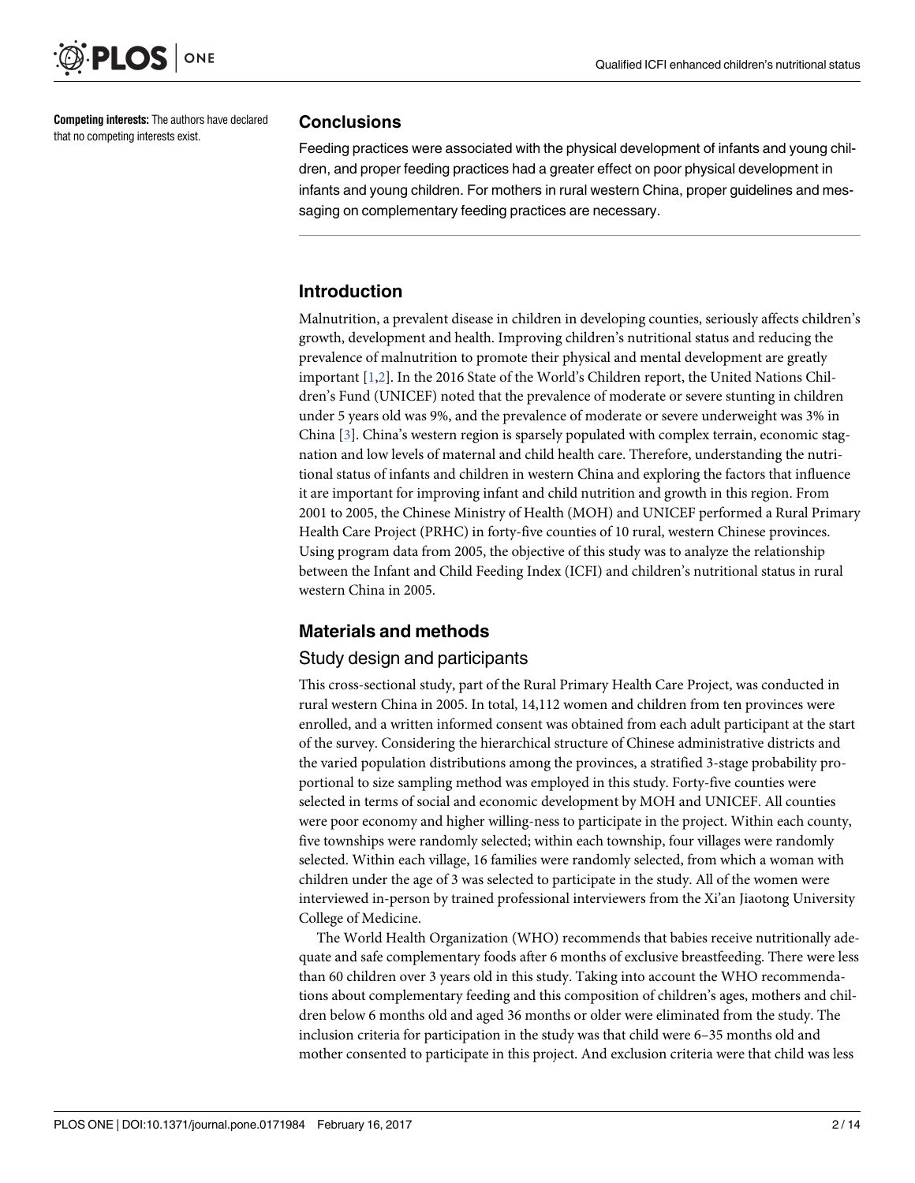**Competing interests:** The authors have declared that no competing interests exist.

## Conclusions

Feeding practices were associated with the physical development of infants and young children, and proper feeding practices had a greater effect on poor physical development in infants and young children. For mothers in rural western China, proper guidelines and messaging on complementary feeding practices are necessary.

## Introduction

Malnutrition, a prevalent disease in children in developing counties, seriously affects children's growth, development and health. Improving children's nutritional status and reducing the prevalence of malnutrition to promote their physical and mental development are greatly important [1,2]. In the 2016 State of the World's Children report, the United Nations Children's Fund (UNICEF) noted that the prevalence of moderate or severe stunting in children under 5 years old was 9%, and the prevalence of moderate or severe underweight was 3% in China [3]. China's western region is sparsely populated with complex terrain, economic stagnation and low levels of maternal and child health care. Therefore, understanding the nutritional status of infants and children in western China and exploring the factors that influence it are important for improving infant and child nutrition and growth in this region. From 2001 to 2005, the Chinese Ministry of Health (MOH) and UNICEF performed a Rural Primary Health Care Project (PRHC) in forty-five counties of 10 rural, western Chinese provinces. Using program data from 2005, the objective of this study was to analyze the relationship between the Infant and Child Feeding Index (ICFI) and children's nutritional status in rural western China in 2005.

## Materials and methods

### Study design and participants

This cross-sectional study, part of the Rural Primary Health Care Project, was conducted in rural western China in 2005. In total, 14,112 women and children from ten provinces were enrolled, and a written informed consent was obtained from each adult participant at the start of the survey. Considering the hierarchical structure of Chinese administrative districts and the varied population distributions among the provinces, a stratified 3-stage probability proportional to size sampling method was employed in this study. Forty-five counties were selected in terms of social and economic development by MOH and UNICEF. All counties were poor economy and higher willing-ness to participate in the project. Within each county, five townships were randomly selected; within each township, four villages were randomly selected. Within each village, 16 families were randomly selected, from which a woman with children under the age of 3 was selected to participate in the study. All of the women were interviewed in-person by trained professional interviewers from the Xi'an Jiaotong University College of Medicine.

The World Health Organization (WHO) recommends that babies receive nutritionally adequate and safe complementary foods after 6 months of exclusive breastfeeding. There were less than 60 children over 3 years old in this study. Taking into account the WHO recommendations about complementary feeding and this composition of children's ages, mothers and children below 6 months old and aged 36 months or older were eliminated from the study. The inclusion criteria for participation in the study was that child were 6–35 months old and mother consented to participate in this project. And exclusion criteria were that child was less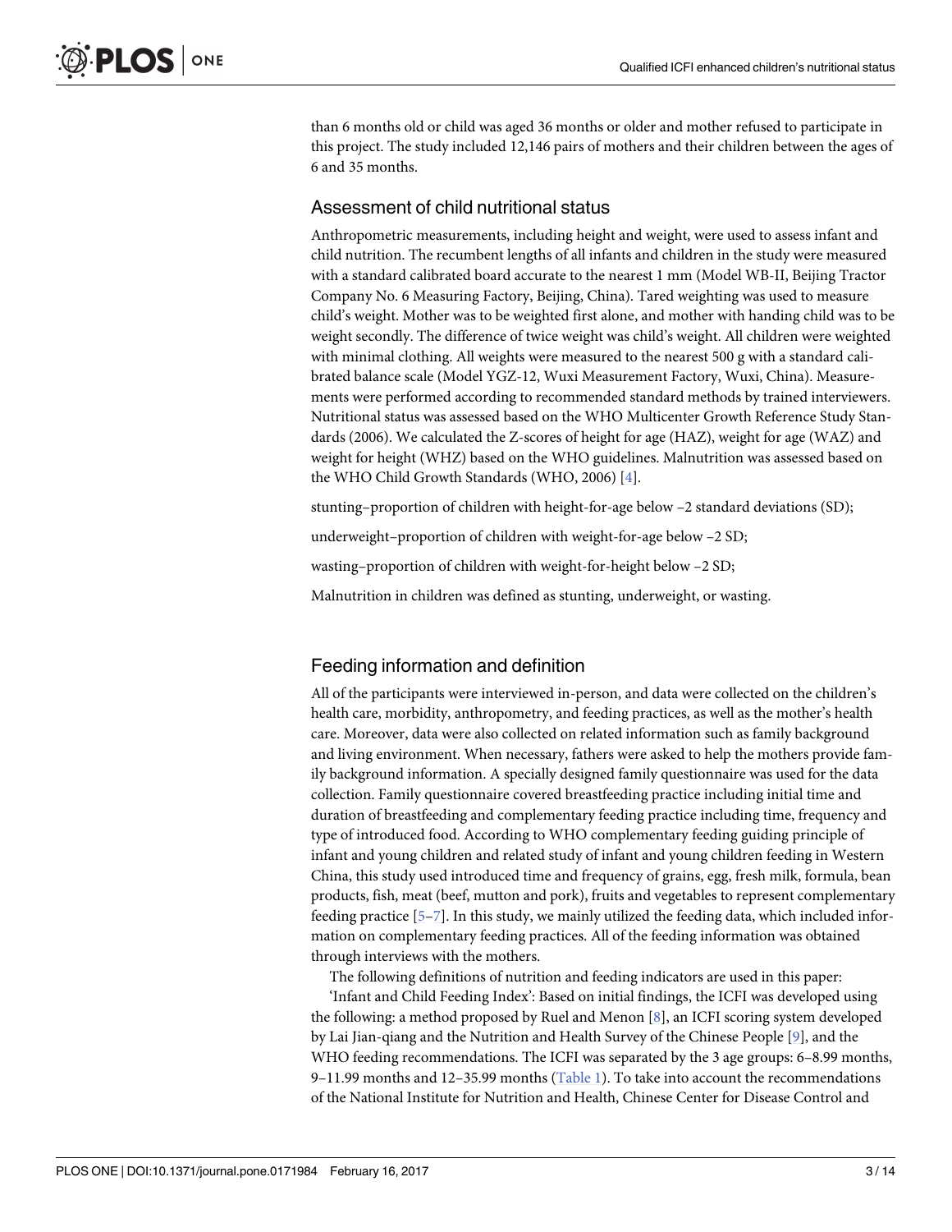than 6 months old or child was aged 36 months or older and mother refused to participate in this project. The study included 12,146 pairs of mothers and their children between the ages of 6 and 35 months.

## Assessment of child nutritional status

Anthropometric measurements, including height and weight, were used to assess infant and child nutrition. The recumbent lengths of all infants and children in the study were measured with a standard calibrated board accurate to the nearest 1 mm (Model WB-II, Beijing Tractor Company No. 6 Measuring Factory, Beijing, China). Tared weighting was used to measure child's weight. Mother was to be weighted first alone, and mother with handing child was to be weight secondly. The difference of twice weight was child's weight. All children were weighted with minimal clothing. All weights were measured to the nearest 500 g with a standard calibrated balance scale (Model YGZ-12, Wuxi Measurement Factory, Wuxi, China). Measurements were performed according to recommended standard methods by trained interviewers. Nutritional status was assessed based on the WHO Multicenter Growth Reference Study Standards (2006). We calculated the Z-scores of height for age (HAZ), weight for age (WAZ) and weight for height (WHZ) based on the WHO guidelines. Malnutrition was assessed based on the WHO Child Growth Standards (WHO, 2006) [4].

stunting–proportion of children with height-for-age below –2 standard deviations (SD);

underweight–proportion of children with weight-for-age below –2 SD;

wasting–proportion of children with weight-for-height below –2 SD;

Malnutrition in children was defined as stunting, underweight, or wasting.

## Feeding information and definition

All of the participants were interviewed in-person, and data were collected on the children's health care, morbidity, anthropometry, and feeding practices, as well as the mother's health care. Moreover, data were also collected on related information such as family background and living environment. When necessary, fathers were asked to help the mothers provide family background information. A specially designed family questionnaire was used for the data collection. Family questionnaire covered breastfeeding practice including initial time and duration of breastfeeding and complementary feeding practice including time, frequency and type of introduced food. According to WHO complementary feeding guiding principle of infant and young children and related study of infant and young children feeding in Western China, this study used introduced time and frequency of grains, egg, fresh milk, formula, bean products, fish, meat (beef, mutton and pork), fruits and vegetables to represent complementary feeding practice [5–7]. In this study, we mainly utilized the feeding data, which included information on complementary feeding practices. All of the feeding information was obtained through interviews with the mothers.

The following definitions of nutrition and feeding indicators are used in this paper:

'Infant and Child Feeding Index': Based on initial findings, the ICFI was developed using the following: a method proposed by Ruel and Menon [8], an ICFI scoring system developed by Lai Jian-qiang and the Nutrition and Health Survey of the Chinese People [9], and the WHO feeding recommendations. The ICFI was separated by the 3 age groups: 6–8.99 months, 9–11.99 months and 12–35.99 months (Table 1). To take into account the recommendations of the National Institute for Nutrition and Health, Chinese Center for Disease Control and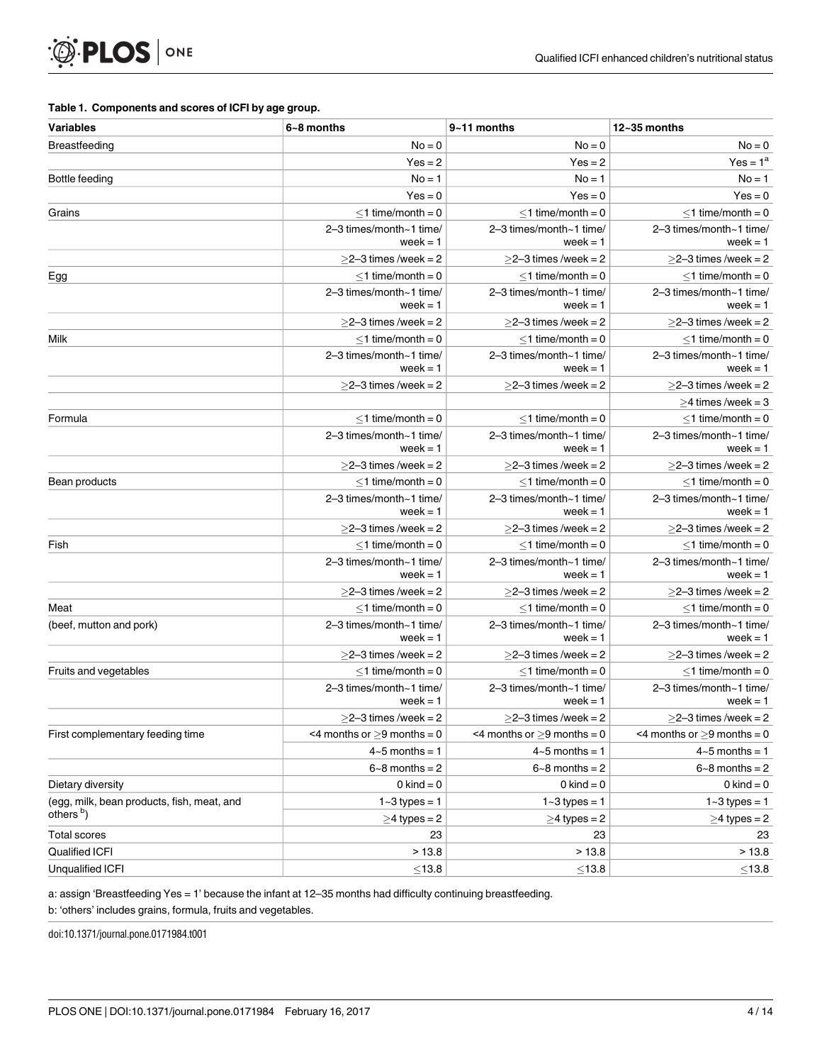**Table 1. Components and scores of ICFI by age group.**

| Variables | 6~8 months | 9~11 months | 12~35 months |
|---|---|---|---|
| Breastfeeding | No = 0 | No = 0 | No = 0 |
| | Yes = 2 | Yes = 2 | Yes = 1[a] |
| Bottle feeding | No = 1 | No = 1 | No = 1 |
| | Yes = 0 | Yes = 0 | Yes = 0 |
| Grains | ≤1 time/month = 0 | ≤1 time/month = 0 | ≤1 time/month = 0 |
| | 2–3 times/month~1 time/ week = 1 | 2–3 times/month~1 time/ week = 1 | 2–3 times/month~1 time/ week = 1 |
| | ≥2–3 times /week = 2 | ≥2–3 times /week = 2 | ≥2–3 times /week = 2 |
| Egg | ≤1 time/month = 0 | ≤1 time/month = 0 | ≤1 time/month = 0 |
| | 2–3 times/month~1 time/ week = 1 | 2–3 times/month~1 time/ week = 1 | 2–3 times/month~1 time/ week = 1 |
| | ≥2–3 times /week = 2 | ≥2–3 times /week = 2 | ≥2–3 times /week = 2 |
| Milk | ≤1 time/month = 0 | ≤1 time/month = 0 | ≤1 time/month = 0 |
| | 2–3 times/month~1 time/ week = 1 | 2–3 times/month~1 time/ week = 1 | 2–3 times/month~1 time/ week = 1 |
| | ≥2–3 times /week = 2 | ≥2–3 times /week = 2 | ≥2–3 times /week = 2 |
| | | | ≥4 times /week = 3 |
| Formula | ≤1 time/month = 0 | ≤1 time/month = 0 | ≤1 time/month = 0 |
| | 2–3 times/month~1 time/ week = 1 | 2–3 times/month~1 time/ week = 1 | 2–3 times/month~1 time/ week = 1 |
| | ≥2–3 times /week = 2 | ≥2–3 times /week = 2 | ≥2–3 times /week = 2 |
| Bean products | ≤1 time/month = 0 | ≤1 time/month = 0 | ≤1 time/month = 0 |
| | 2–3 times/month~1 time/ week = 1 | 2–3 times/month~1 time/ week = 1 | 2–3 times/month~1 time/ week = 1 |
| | ≥2–3 times /week = 2 | ≥2–3 times /week = 2 | ≥2–3 times /week = 2 |
| Fish | ≤1 time/month = 0 | ≤1 time/month = 0 | ≤1 time/month = 0 |
| | 2–3 times/month~1 time/ week = 1 | 2–3 times/month~1 time/ week = 1 | 2–3 times/month~1 time/ week = 1 |
| | ≥2–3 times /week = 2 | ≥2–3 times /week = 2 | ≥2–3 times /week = 2 |
| Meat | ≤1 time/month = 0 | ≤1 time/month = 0 | ≤1 time/month = 0 |
| (beef, mutton and pork) | 2–3 times/month~1 time/ week = 1 | 2–3 times/month~1 time/ week = 1 | 2–3 times/month~1 time/ week = 1 |
| | ≥2–3 times /week = 2 | ≥2–3 times /week = 2 | ≥2–3 times /week = 2 |
| Fruits and vegetables | ≤1 time/month = 0 | ≤1 time/month = 0 | ≤1 time/month = 0 |
| | 2–3 times/month~1 time/ week = 1 | 2–3 times/month~1 time/ week = 1 | 2–3 times/month~1 time/ week = 1 |
| | ≥2–3 times /week = 2 | ≥2–3 times /week = 2 | ≥2–3 times /week = 2 |
| First complementary feeding time | <4 months or ≥9 months = 0 | <4 months or ≥9 months = 0 | <4 months or ≥9 months = 0 |
| | 4~5 months = 1 | 4~5 months = 1 | 4~5 months = 1 |
| | 6~8 months = 2 | 6~8 months = 2 | 6~8 months = 2 |
| Dietary diversity | 0 kind = 0 | 0 kind = 0 | 0 kind = 0 |
| (egg, milk, bean products, fish, meat, and others[b]) | 1~3 types = 1 | 1~3 types = 1 | 1~3 types = 1 |
| | ≥4 types = 2 | ≥4 types = 2 | ≥4 types = 2 |
| Total scores | 23 | 23 | 23 |
| Qualified ICFI | > 13.8 | > 13.8 | > 13.8 |
| Unqualified ICFI | ≤13.8 | ≤13.8 | ≤13.8 |

a: assign 'Breastfeeding Yes = 1' because the infant at 12–35 months had difficulty continuing breastfeeding.

b: 'others' includes grains, formula, fruits and vegetables.

doi:10.1371/journal.pone.0171984.t001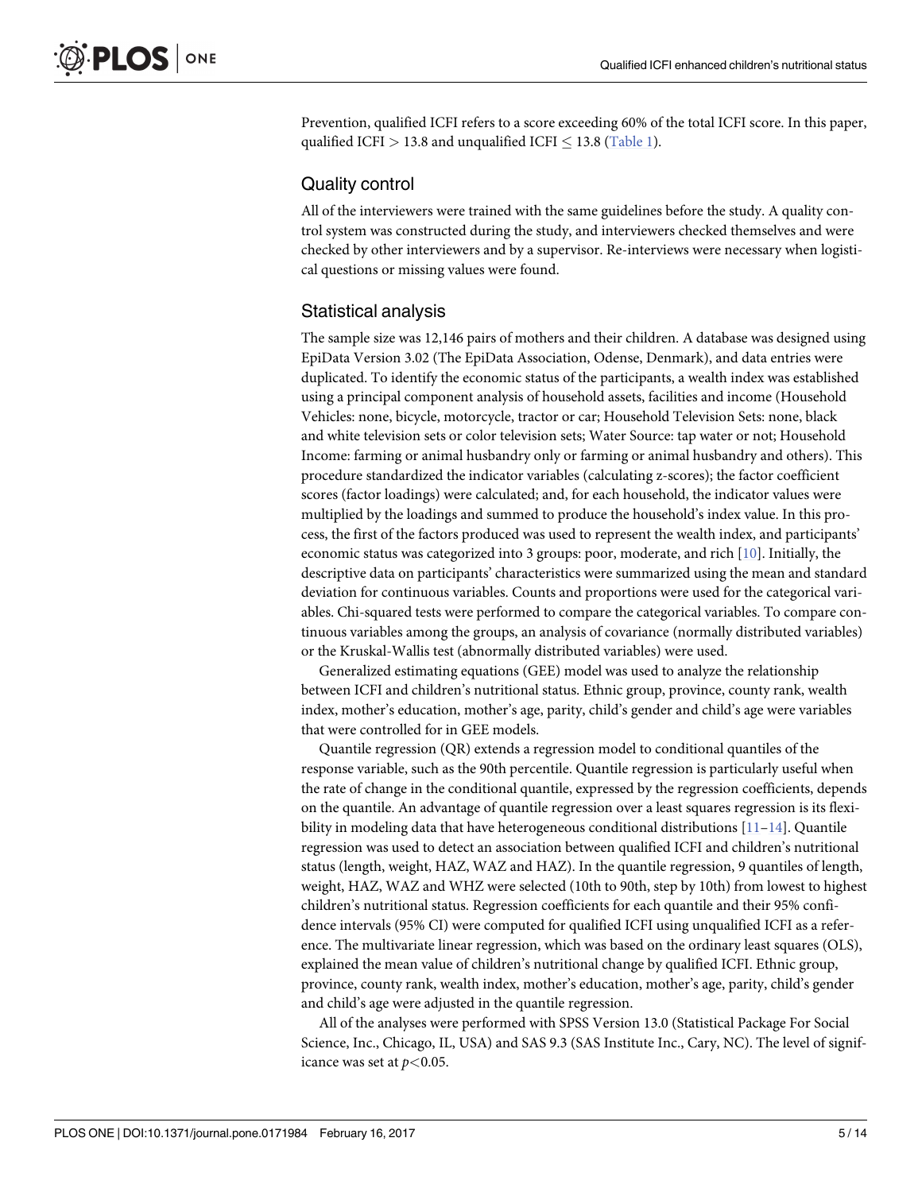Prevention, qualified ICFI refers to a score exceeding 60% of the total ICFI score. In this paper, qualified ICFI > 13.8 and unqualified ICFI ≤ 13.8 (Table 1).

## Quality control

All of the interviewers were trained with the same guidelines before the study. A quality control system was constructed during the study, and interviewers checked themselves and were checked by other interviewers and by a supervisor. Re-interviews were necessary when logistical questions or missing values were found.

## Statistical analysis

The sample size was 12,146 pairs of mothers and their children. A database was designed using EpiData Version 3.02 (The EpiData Association, Odense, Denmark), and data entries were duplicated. To identify the economic status of the participants, a wealth index was established using a principal component analysis of household assets, facilities and income (Household Vehicles: none, bicycle, motorcycle, tractor or car; Household Television Sets: none, black and white television sets or color television sets; Water Source: tap water or not; Household Income: farming or animal husbandry only or farming or animal husbandry and others). This procedure standardized the indicator variables (calculating z-scores); the factor coefficient scores (factor loadings) were calculated; and, for each household, the indicator values were multiplied by the loadings and summed to produce the household's index value. In this process, the first of the factors produced was used to represent the wealth index, and participants' economic status was categorized into 3 groups: poor, moderate, and rich [10]. Initially, the descriptive data on participants' characteristics were summarized using the mean and standard deviation for continuous variables. Counts and proportions were used for the categorical variables. Chi-squared tests were performed to compare the categorical variables. To compare continuous variables among the groups, an analysis of covariance (normally distributed variables) or the Kruskal-Wallis test (abnormally distributed variables) were used.

Generalized estimating equations (GEE) model was used to analyze the relationship between ICFI and children's nutritional status. Ethnic group, province, county rank, wealth index, mother's education, mother's age, parity, child's gender and child's age were variables that were controlled for in GEE models.

Quantile regression (QR) extends a regression model to conditional quantiles of the response variable, such as the 90th percentile. Quantile regression is particularly useful when the rate of change in the conditional quantile, expressed by the regression coefficients, depends on the quantile. An advantage of quantile regression over a least squares regression is its flexibility in modeling data that have heterogeneous conditional distributions [11–14]. Quantile regression was used to detect an association between qualified ICFI and children's nutritional status (length, weight, HAZ, WAZ and HAZ). In the quantile regression, 9 quantiles of length, weight, HAZ, WAZ and WHZ were selected (10th to 90th, step by 10th) from lowest to highest children's nutritional status. Regression coefficients for each quantile and their 95% confidence intervals (95% CI) were computed for qualified ICFI using unqualified ICFI as a reference. The multivariate linear regression, which was based on the ordinary least squares (OLS), explained the mean value of children's nutritional change by qualified ICFI. Ethnic group, province, county rank, wealth index, mother's education, mother's age, parity, child's gender and child's age were adjusted in the quantile regression.

All of the analyses were performed with SPSS Version 13.0 (Statistical Package For Social Science, Inc., Chicago, IL, USA) and SAS 9.3 (SAS Institute Inc., Cary, NC). The level of significance was set at $p<0.05$.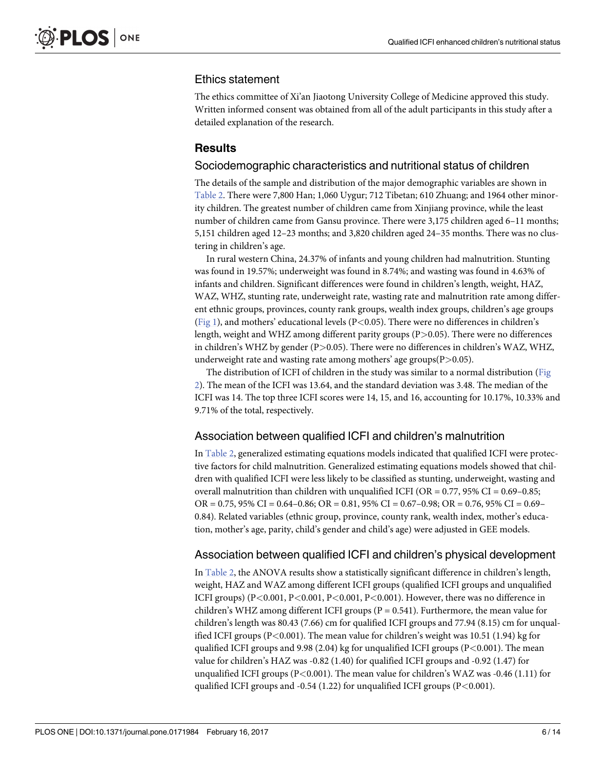## Ethics statement

The ethics committee of Xi'an Jiaotong University College of Medicine approved this study. Written informed consent was obtained from all of the adult participants in this study after a detailed explanation of the research.

# Results

## Sociodemographic characteristics and nutritional status of children

The details of the sample and distribution of the major demographic variables are shown in Table 2. There were 7,800 Han; 1,060 Uygur; 712 Tibetan; 610 Zhuang; and 1964 other minority children. The greatest number of children came from Xinjiang province, while the least number of children came from Gansu province. There were 3,175 children aged 6–11 months; 5,151 children aged 12–23 months; and 3,820 children aged 24–35 months. There was no clustering in children's age.

In rural western China, 24.37% of infants and young children had malnutrition. Stunting was found in 19.57%; underweight was found in 8.74%; and wasting was found in 4.63% of infants and children. Significant differences were found in children's length, weight, HAZ, WAZ, WHZ, stunting rate, underweight rate, wasting rate and malnutrition rate among different ethnic groups, provinces, county rank groups, wealth index groups, children's age groups (Fig 1), and mothers' educational levels ($P<0.05$). There were no differences in children's length, weight and WHZ among different parity groups ($P>0.05$). There were no differences in children's WHZ by gender ($P>0.05$). There were no differences in children's WAZ, WHZ, underweight rate and wasting rate among mothers' age groups($P>0.05$).

The distribution of ICFI of children in the study was similar to a normal distribution (Fig 2). The mean of the ICFI was 13.64, and the standard deviation was 3.48. The median of the ICFI was 14. The top three ICFI scores were 14, 15, and 16, accounting for 10.17%, 10.33% and 9.71% of the total, respectively.

## Association between qualified ICFI and children's malnutrition

In Table 2, generalized estimating equations models indicated that qualified ICFI were protective factors for child malnutrition. Generalized estimating equations models showed that children with qualified ICFI were less likely to be classified as stunting, underweight, wasting and overall malnutrition than children with unqualified ICFI (OR = 0.77, 95% CI = 0.69–0.85; OR = 0.75, 95% CI = 0.64–0.86; OR = 0.81, 95% CI = 0.67–0.98; OR = 0.76, 95% CI = 0.69–0.84). Related variables (ethnic group, province, county rank, wealth index, mother's education, mother's age, parity, child's gender and child's age) were adjusted in GEE models.

## Association between qualified ICFI and children's physical development

In Table 2, the ANOVA results show a statistically significant difference in children's length, weight, HAZ and WAZ among different ICFI groups (qualified ICFI groups and unqualified ICFI groups) ($P<0.001$, $P<0.001$, $P<0.001$, $P<0.001$). However, there was no difference in children's WHZ among different ICFI groups ($P = 0.541$). Furthermore, the mean value for children's length was 80.43 (7.66) cm for qualified ICFI groups and 77.94 (8.15) cm for unqualified ICFI groups ($P<0.001$). The mean value for children's weight was 10.51 (1.94) kg for qualified ICFI groups and 9.98 (2.04) kg for unqualified ICFI groups ($P<0.001$). The mean value for children's HAZ was -0.82 (1.40) for qualified ICFI groups and -0.92 (1.47) for unqualified ICFI groups ($P<0.001$). The mean value for children's WAZ was -0.46 (1.11) for qualified ICFI groups and -0.54 (1.22) for unqualified ICFI groups ($P<0.001$).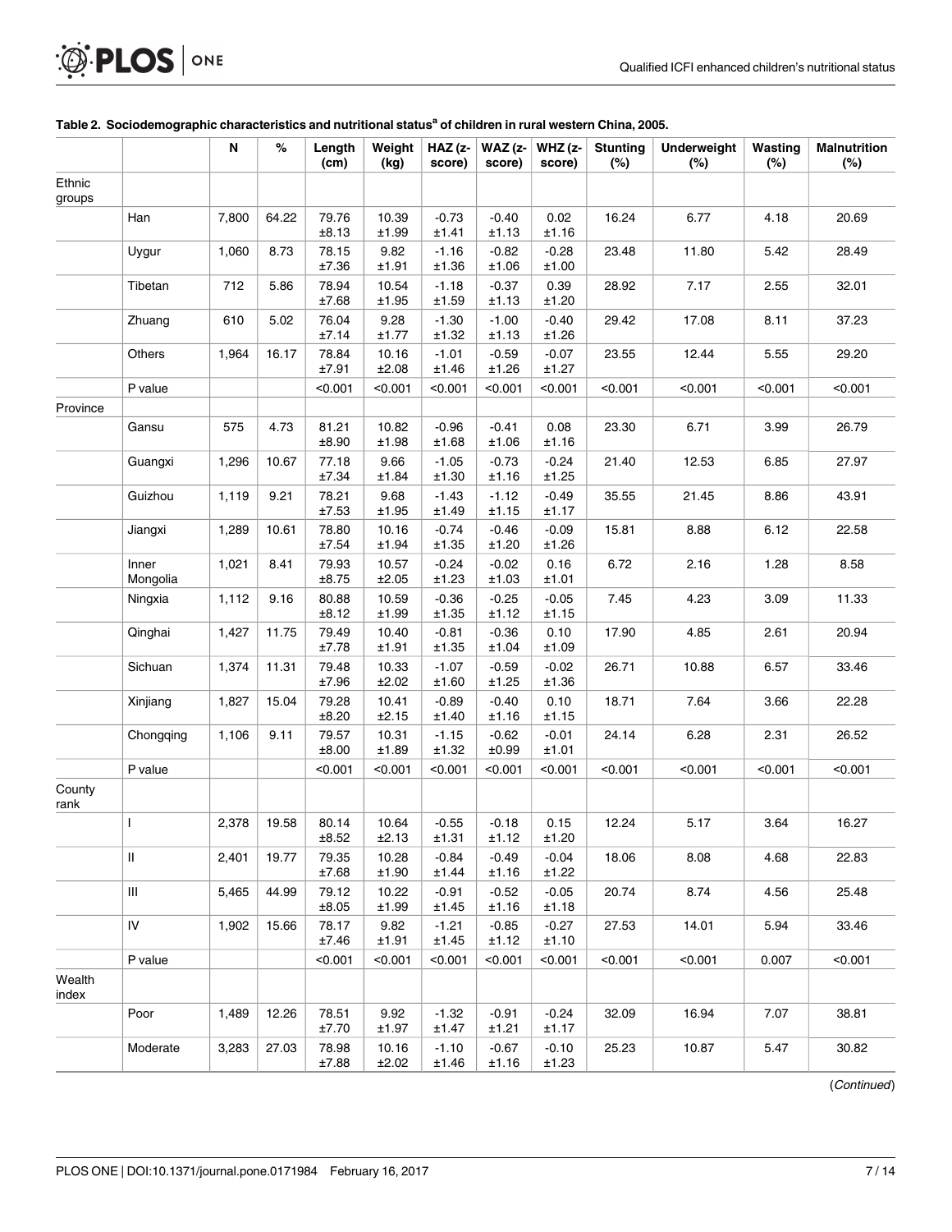**Table 2. Sociodemographic characteristics and nutritional status[a] of children in rural western China, 2005.**

| | | N | % | Length (cm) | Weight (kg) | HAZ (z-score) | WAZ (z-score) | WHZ (z-score) | Stunting (%) | Underweight (%) | Wasting (%) | Malnutrition (%) |
|---|---|---|---|---|---|---|---|---|---|---|---|---|
| Ethnic groups | | | | | | | | | | | | |
| | Han | 7,800 | 64.22 | 79.76 ±8.13 | 10.39 ±1.99 | -0.73 ±1.41 | -0.40 ±1.13 | 0.02 ±1.16 | 16.24 | 6.77 | 4.18 | 20.69 |
| | Uygur | 1,060 | 8.73 | 78.15 ±7.36 | 9.82 ±1.91 | -1.16 ±1.36 | -0.82 ±1.06 | -0.28 ±1.00 | 23.48 | 11.80 | 5.42 | 28.49 |
| | Tibetan | 712 | 5.86 | 78.94 ±7.68 | 10.54 ±1.95 | -1.18 ±1.59 | -0.37 ±1.13 | 0.39 ±1.20 | 28.92 | 7.17 | 2.55 | 32.01 |
| | Zhuang | 610 | 5.02 | 76.04 ±7.14 | 9.28 ±1.77 | -1.30 ±1.32 | -1.00 ±1.13 | -0.40 ±1.26 | 29.42 | 17.08 | 8.11 | 37.23 |
| | Others | 1,964 | 16.17 | 78.84 ±7.91 | 10.16 ±2.08 | -1.01 ±1.46 | -0.59 ±1.26 | -0.07 ±1.27 | 23.55 | 12.44 | 5.55 | 29.20 |
| | P value | | | <0.001 | <0.001 | <0.001 | <0.001 | <0.001 | <0.001 | <0.001 | <0.001 | <0.001 |
| Province | | | | | | | | | | | | |
| | Gansu | 575 | 4.73 | 81.21 ±8.90 | 10.82 ±1.98 | -0.96 ±1.68 | -0.41 ±1.06 | 0.08 ±1.16 | 23.30 | 6.71 | 3.99 | 26.79 |
| | Guangxi | 1,296 | 10.67 | 77.18 ±7.34 | 9.66 ±1.84 | -1.05 ±1.30 | -0.73 ±1.16 | -0.24 ±1.25 | 21.40 | 12.53 | 6.85 | 27.97 |
| | Guizhou | 1,119 | 9.21 | 78.21 ±7.53 | 9.68 ±1.95 | -1.43 ±1.49 | -1.12 ±1.15 | -0.49 ±1.17 | 35.55 | 21.45 | 8.86 | 43.91 |
| | Jiangxi | 1,289 | 10.61 | 78.80 ±7.54 | 10.16 ±1.94 | -0.74 ±1.35 | -0.46 ±1.20 | -0.09 ±1.26 | 15.81 | 8.88 | 6.12 | 22.58 |
| | Inner Mongolia | 1,021 | 8.41 | 79.93 ±8.75 | 10.57 ±2.05 | -0.24 ±1.23 | -0.02 ±1.03 | 0.16 ±1.01 | 6.72 | 2.16 | 1.28 | 8.58 |
| | Ningxia | 1,112 | 9.16 | 80.88 ±8.12 | 10.59 ±1.99 | -0.36 ±1.35 | -0.25 ±1.12 | -0.05 ±1.15 | 7.45 | 4.23 | 3.09 | 11.33 |
| | Qinghai | 1,427 | 11.75 | 79.49 ±7.78 | 10.40 ±1.91 | -0.81 ±1.35 | -0.36 ±1.04 | 0.10 ±1.09 | 17.90 | 4.85 | 2.61 | 20.94 |
| | Sichuan | 1,374 | 11.31 | 79.48 ±7.96 | 10.33 ±2.02 | -1.07 ±1.60 | -0.59 ±1.25 | -0.02 ±1.36 | 26.71 | 10.88 | 6.57 | 33.46 |
| | Xinjiang | 1,827 | 15.04 | 79.28 ±8.20 | 10.41 ±2.15 | -0.89 ±1.40 | -0.40 ±1.16 | 0.10 ±1.15 | 18.71 | 7.64 | 3.66 | 22.28 |
| | Chongqing | 1,106 | 9.11 | 79.57 ±8.00 | 10.31 ±1.89 | -1.15 ±1.32 | -0.62 ±0.99 | -0.01 ±1.01 | 24.14 | 6.28 | 2.31 | 26.52 |
| | P value | | | <0.001 | <0.001 | <0.001 | <0.001 | <0.001 | <0.001 | <0.001 | <0.001 | <0.001 |
| County rank | | | | | | | | | | | | |
| | I | 2,378 | 19.58 | 80.14 ±8.52 | 10.64 ±2.13 | -0.55 ±1.31 | -0.18 ±1.12 | 0.15 ±1.20 | 12.24 | 5.17 | 3.64 | 16.27 |
| | II | 2,401 | 19.77 | 79.35 ±7.68 | 10.28 ±1.90 | -0.84 ±1.44 | -0.49 ±1.16 | -0.04 ±1.22 | 18.06 | 8.08 | 4.68 | 22.83 |
| | III | 5,465 | 44.99 | 79.12 ±8.05 | 10.22 ±1.99 | -0.91 ±1.45 | -0.52 ±1.16 | -0.05 ±1.18 | 20.74 | 8.74 | 4.56 | 25.48 |
| | IV | 1,902 | 15.66 | 78.17 ±7.46 | 9.82 ±1.91 | -1.21 ±1.45 | -0.85 ±1.12 | -0.27 ±1.10 | 27.53 | 14.01 | 5.94 | 33.46 |
| | P value | | | <0.001 | <0.001 | <0.001 | <0.001 | <0.001 | <0.001 | <0.001 | 0.007 | <0.001 |
| Wealth index | | | | | | | | | | | | |
| | Poor | 1,489 | 12.26 | 78.51 ±7.70 | 9.92 ±1.97 | -1.32 ±1.47 | -0.91 ±1.21 | -0.24 ±1.17 | 32.09 | 16.94 | 7.07 | 38.81 |
| | Moderate | 3,283 | 27.03 | 78.98 ±7.88 | 10.16 ±2.02 | -1.10 ±1.46 | -0.67 ±1.16 | -0.10 ±1.23 | 25.23 | 10.87 | 5.47 | 30.82 |

(*Continued*)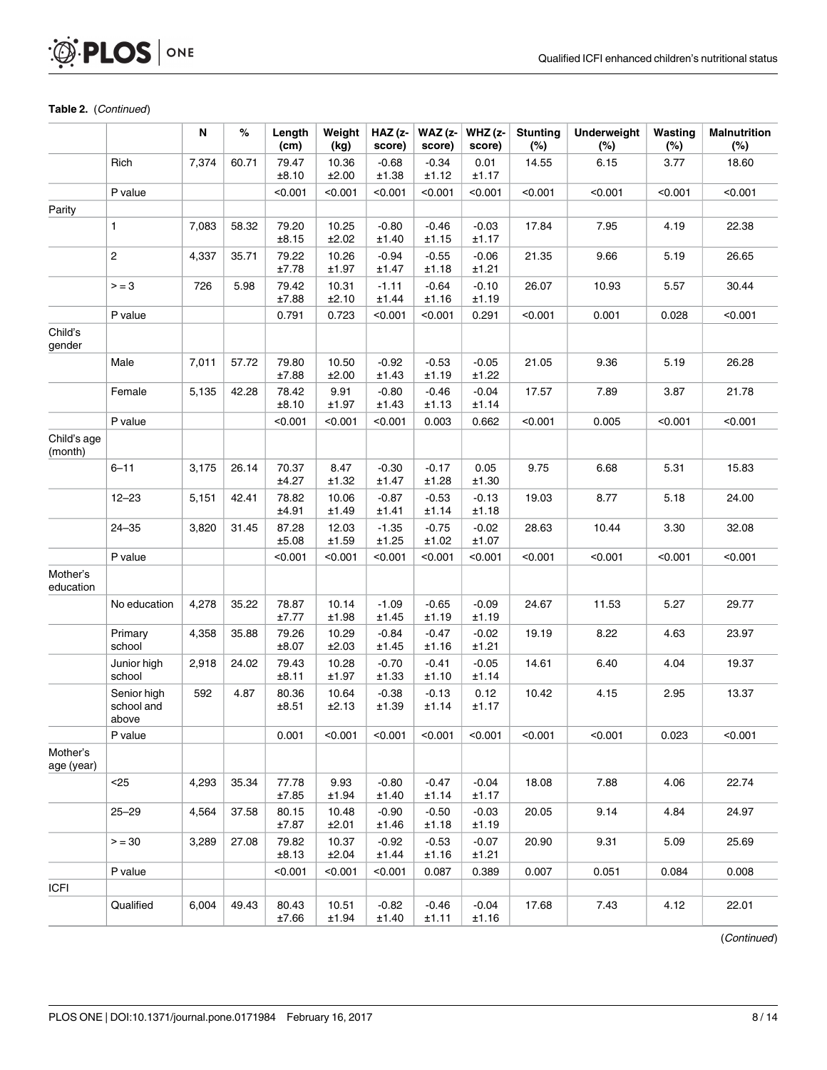**Table 2.** (*Continued*)

| | | N | % | Length (cm) | Weight (kg) | HAZ (z-score) | WAZ (z-score) | WHZ (z-score) | Stunting (%) | Underweight (%) | Wasting (%) | Malnutrition (%) |
|---|---|---|---|---|---|---|---|---|---|---|---|---|
| | Rich | 7,374 | 60.71 | 79.47 ±8.10 | 10.36 ±2.00 | -0.68 ±1.38 | -0.34 ±1.12 | 0.01 ±1.17 | 14.55 | 6.15 | 3.77 | 18.60 |
| | P value | | | <0.001 | <0.001 | <0.001 | <0.001 | <0.001 | <0.001 | <0.001 | <0.001 | <0.001 |
| Parity | | | | | | | | | | | | |
| | 1 | 7,083 | 58.32 | 79.20 ±8.15 | 10.25 ±2.02 | -0.80 ±1.40 | -0.46 ±1.15 | -0.03 ±1.17 | 17.84 | 7.95 | 4.19 | 22.38 |
| | 2 | 4,337 | 35.71 | 79.22 ±7.78 | 10.26 ±1.97 | -0.94 ±1.47 | -0.55 ±1.18 | -0.06 ±1.21 | 21.35 | 9.66 | 5.19 | 26.65 |
| | > = 3 | 726 | 5.98 | 79.42 ±7.88 | 10.31 ±2.10 | -1.11 ±1.44 | -0.64 ±1.16 | -0.10 ±1.19 | 26.07 | 10.93 | 5.57 | 30.44 |
| | P value | | | 0.791 | 0.723 | <0.001 | <0.001 | 0.291 | <0.001 | 0.001 | 0.028 | <0.001 |
| Child's gender | | | | | | | | | | | | |
| | Male | 7,011 | 57.72 | 79.80 ±7.88 | 10.50 ±2.00 | -0.92 ±1.43 | -0.53 ±1.19 | -0.05 ±1.22 | 21.05 | 9.36 | 5.19 | 26.28 |
| | Female | 5,135 | 42.28 | 78.42 ±8.10 | 9.91 ±1.97 | -0.80 ±1.43 | -0.46 ±1.13 | -0.04 ±1.14 | 17.57 | 7.89 | 3.87 | 21.78 |
| | P value | | | <0.001 | <0.001 | <0.001 | 0.003 | 0.662 | <0.001 | 0.005 | <0.001 | <0.001 |
| Child's age (month) | | | | | | | | | | | | |
| | 6–11 | 3,175 | 26.14 | 70.37 ±4.27 | 8.47 ±1.32 | -0.30 ±1.47 | -0.17 ±1.28 | 0.05 ±1.30 | 9.75 | 6.68 | 5.31 | 15.83 |
| | 12–23 | 5,151 | 42.41 | 78.82 ±4.91 | 10.06 ±1.49 | -0.87 ±1.41 | -0.53 ±1.14 | -0.13 ±1.18 | 19.03 | 8.77 | 5.18 | 24.00 |
| | 24–35 | 3,820 | 31.45 | 87.28 ±5.08 | 12.03 ±1.59 | -1.35 ±1.25 | -0.75 ±1.02 | -0.02 ±1.07 | 28.63 | 10.44 | 3.30 | 32.08 |
| | P value | | | <0.001 | <0.001 | <0.001 | <0.001 | <0.001 | <0.001 | <0.001 | <0.001 | <0.001 |
| Mother's education | | | | | | | | | | | | |
| | No education | 4,278 | 35.22 | 78.87 ±7.77 | 10.14 ±1.98 | -1.09 ±1.45 | -0.65 ±1.19 | -0.09 ±1.19 | 24.67 | 11.53 | 5.27 | 29.77 |
| | Primary school | 4,358 | 35.88 | 79.26 ±8.07 | 10.29 ±2.03 | -0.84 ±1.45 | -0.47 ±1.16 | -0.02 ±1.21 | 19.19 | 8.22 | 4.63 | 23.97 |
| | Junior high school | 2,918 | 24.02 | 79.43 ±8.11 | 10.28 ±1.97 | -0.70 ±1.33 | -0.41 ±1.10 | -0.05 ±1.14 | 14.61 | 6.40 | 4.04 | 19.37 |
| | Senior high school and above | 592 | 4.87 | 80.36 ±8.51 | 10.64 ±2.13 | -0.38 ±1.39 | -0.13 ±1.14 | 0.12 ±1.17 | 10.42 | 4.15 | 2.95 | 13.37 |
| | P value | | | 0.001 | <0.001 | <0.001 | <0.001 | <0.001 | <0.001 | <0.001 | 0.023 | <0.001 |
| Mother's age (year) | | | | | | | | | | | | |
| | <25 | 4,293 | 35.34 | 77.78 ±7.85 | 9.93 ±1.94 | -0.80 ±1.40 | -0.47 ±1.14 | -0.04 ±1.17 | 18.08 | 7.88 | 4.06 | 22.74 |
| | 25–29 | 4,564 | 37.58 | 80.15 ±7.87 | 10.48 ±2.01 | -0.90 ±1.46 | -0.50 ±1.18 | -0.03 ±1.19 | 20.05 | 9.14 | 4.84 | 24.97 |
| | > = 30 | 3,289 | 27.08 | 79.82 ±8.13 | 10.37 ±2.04 | -0.92 ±1.44 | -0.53 ±1.16 | -0.07 ±1.21 | 20.90 | 9.31 | 5.09 | 25.69 |
| | P value | | | <0.001 | <0.001 | <0.001 | 0.087 | 0.389 | 0.007 | 0.051 | 0.084 | 0.008 |
| ICFI | | | | | | | | | | | | |
| | Qualified | 6,004 | 49.43 | 80.43 ±7.66 | 10.51 ±1.94 | -0.82 ±1.40 | -0.46 ±1.11 | -0.04 ±1.16 | 17.68 | 7.43 | 4.12 | 22.01 |

(*Continued*)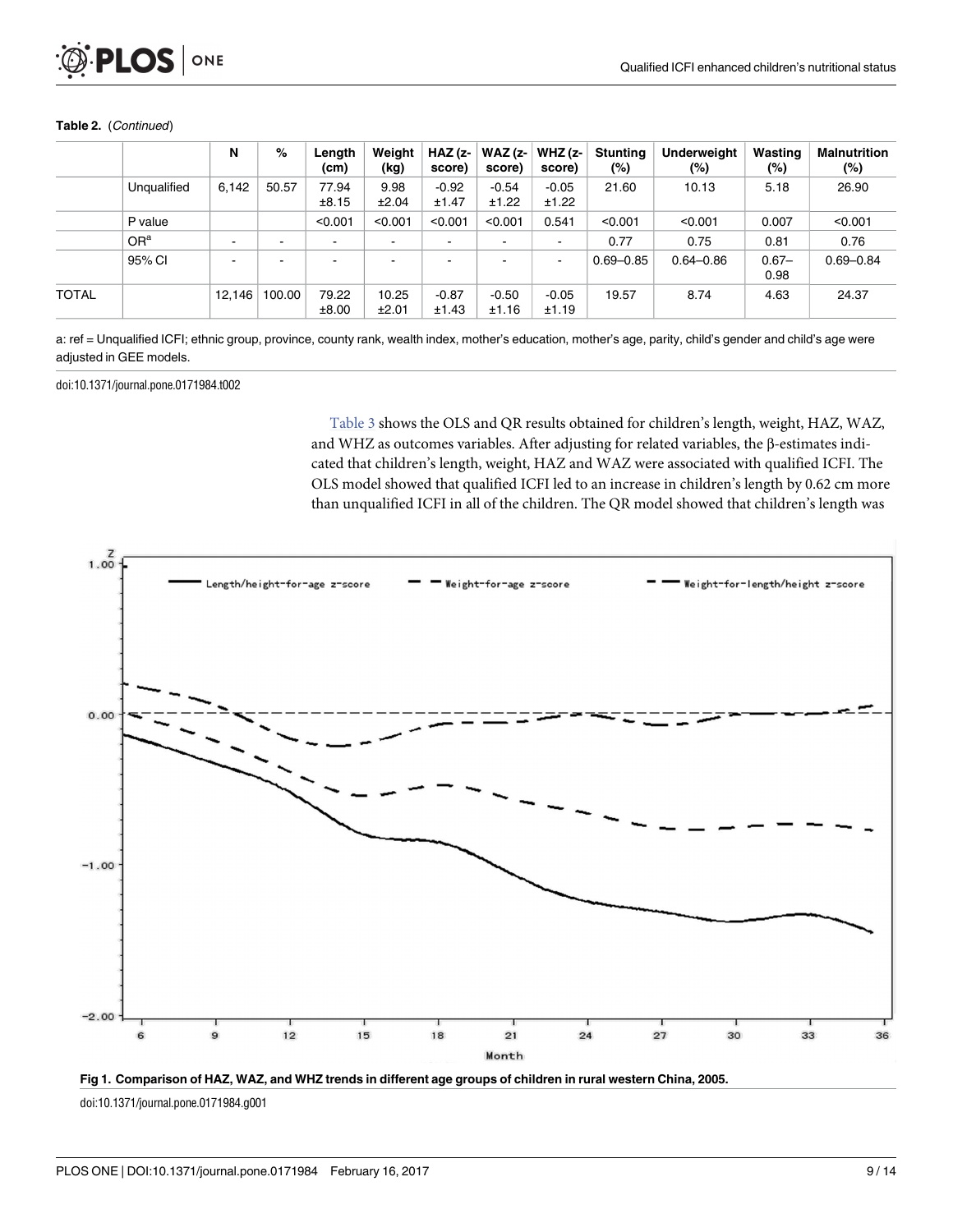**Table 2.** (*Continued*)

| | | N | % | Length (cm) | Weight (kg) | HAZ (z-score) | WAZ (z-score) | WHZ (z-score) | Stunting (%) | Underweight (%) | Wasting (%) | Malnutrition (%) |
|---|---|---|---|---|---|---|---|---|---|---|---|---|
| | Unqualified | 6,142 | 50.57 | 77.94 ±8.15 | 9.98 ±2.04 | -0.92 ±1.47 | -0.54 ±1.22 | -0.05 ±1.22 | 21.60 | 10.13 | 5.18 | 26.90 |
| | P value | | | <0.001 | <0.001 | <0.001 | <0.001 | 0.541 | <0.001 | <0.001 | 0.007 | <0.001 |
| | OR[a] | - | - | - | - | - | - | - | 0.77 | 0.75 | 0.81 | 0.76 |
| | 95% CI | - | - | - | - | - | - | - | 0.69–0.85 | 0.64–0.86 | 0.67–0.98 | 0.69–0.84 |
| TOTAL | | 12,146 | 100.00 | 79.22 ±8.00 | 10.25 ±2.01 | -0.87 ±1.43 | -0.50 ±1.16 | -0.05 ±1.19 | 19.57 | 8.74 | 4.63 | 24.37 |

a: ref = Unqualified ICFI; ethnic group, province, county rank, wealth index, mother's education, mother's age, parity, child's gender and child's age were adjusted in GEE models.

doi:10.1371/journal.pone.0171984.t002

Table 3 shows the OLS and QR results obtained for children's length, weight, HAZ, WAZ, and WHZ as outcomes variables. After adjusting for related variables, the β-estimates indicated that children's length, weight, HAZ and WAZ were associated with qualified ICFI. The OLS model showed that qualified ICFI led to an increase in children's length by 0.62 cm more than unqualified ICFI in all of the children. The QR model showed that children's length was

Z
1.00
0.00
-1.00
-2.00
Length/height-for-age z-score
Weight-for-age z-score
Weight-for-length/height z-score
6 9 12 15 18 21 24 27 30 33 36
Month

**Fig 1. Comparison of HAZ, WAZ, and WHZ trends in different age groups of children in rural western China, 2005.**

doi:10.1371/journal.pone.0171984.g001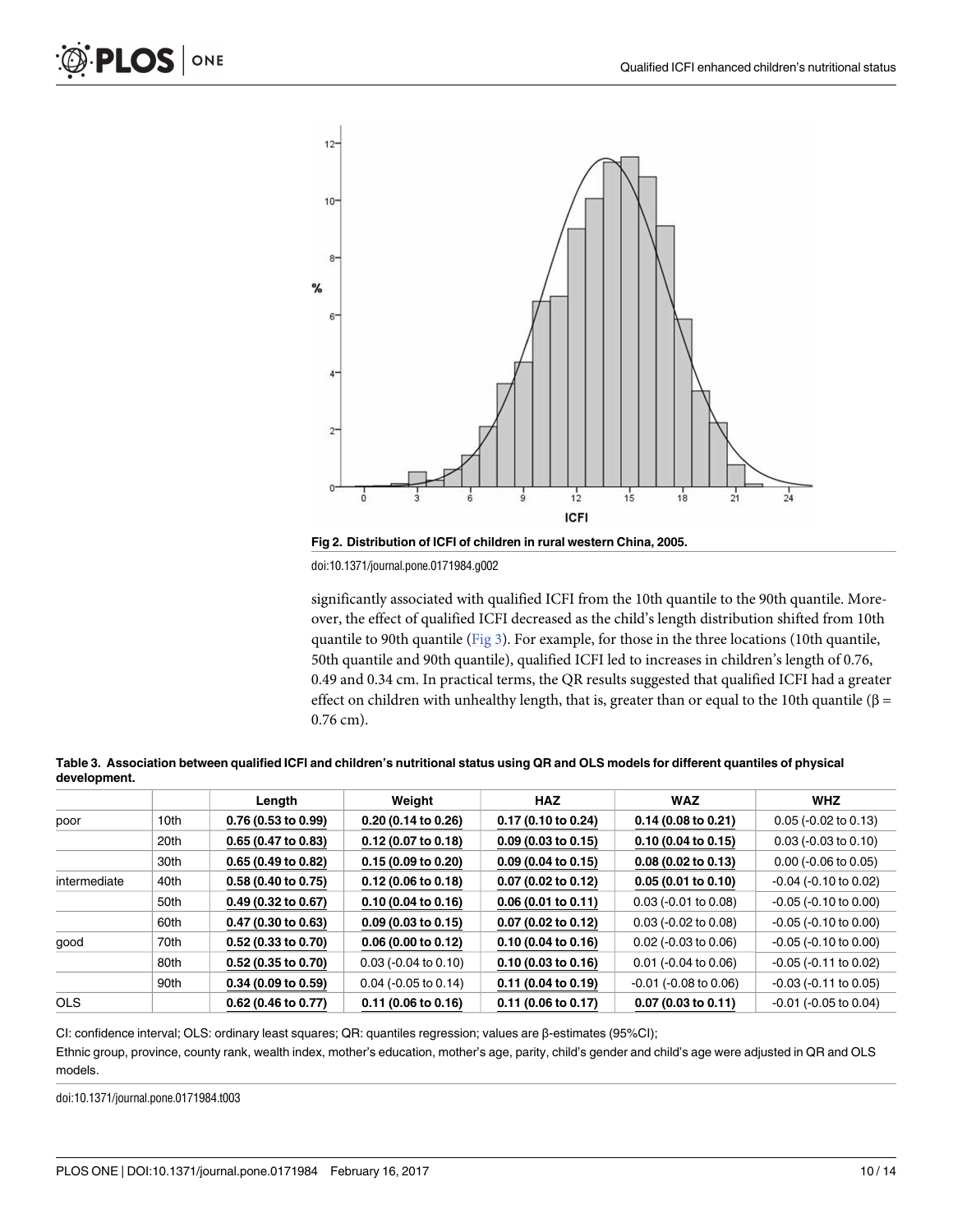12
10
8
%
6
4
2
0
0 3 6 9 12 15 18 21 24
ICFI

**Fig 2. Distribution of ICFI of children in rural western China, 2005.**

doi:10.1371/journal.pone.0171984.g002

significantly associated with qualified ICFI from the 10th quantile to the 90th quantile. Moreover, the effect of qualified ICFI decreased as the child's length distribution shifted from 10th quantile to 90th quantile (Fig 3). For example, for those in the three locations (10th quantile, 50th quantile and 90th quantile), qualified ICFI led to increases in children's length of 0.76, 0.49 and 0.34 cm. In practical terms, the QR results suggested that qualified ICFI had a greater effect on children with unhealthy length, that is, greater than or equal to the 10th quantile ($\beta$ = 0.76 cm).

**Table 3. Association between qualified ICFI and children's nutritional status using QR and OLS models for different quantiles of physical development.**

| | | Length | Weight | HAZ | WAZ | WHZ |
|---|---|---|---|---|---|---|
| poor | 10th | **0.76 (0.53 to 0.99)** | **0.20 (0.14 to 0.26)** | **0.17 (0.10 to 0.24)** | **0.14 (0.08 to 0.21)** | 0.05 (-0.02 to 0.13) |
| | 20th | **0.65 (0.47 to 0.83)** | **0.12 (0.07 to 0.18)** | **0.09 (0.03 to 0.15)** | **0.10 (0.04 to 0.15)** | 0.03 (-0.03 to 0.10) |
| | 30th | **0.65 (0.49 to 0.82)** | **0.15 (0.09 to 0.20)** | **0.09 (0.04 to 0.15)** | **0.08 (0.02 to 0.13)** | 0.00 (-0.06 to 0.05) |
| intermediate | 40th | **0.58 (0.40 to 0.75)** | **0.12 (0.06 to 0.18)** | **0.07 (0.02 to 0.12)** | **0.05 (0.01 to 0.10)** | -0.04 (-0.10 to 0.02) |
| | 50th | **0.49 (0.32 to 0.67)** | **0.10 (0.04 to 0.16)** | **0.06 (0.01 to 0.11)** | 0.03 (-0.01 to 0.08) | -0.05 (-0.10 to 0.00) |
| | 60th | **0.47 (0.30 to 0.63)** | **0.09 (0.03 to 0.15)** | **0.07 (0.02 to 0.12)** | 0.03 (-0.02 to 0.08) | -0.05 (-0.10 to 0.00) |
| good | 70th | **0.52 (0.33 to 0.70)** | **0.06 (0.00 to 0.12)** | **0.10 (0.04 to 0.16)** | 0.02 (-0.03 to 0.06) | -0.05 (-0.10 to 0.00) |
| | 80th | **0.52 (0.35 to 0.70)** | 0.03 (-0.04 to 0.10) | **0.10 (0.03 to 0.16)** | 0.01 (-0.04 to 0.06) | -0.05 (-0.11 to 0.02) |
| | 90th | **0.34 (0.09 to 0.59)** | 0.04 (-0.05 to 0.14) | **0.11 (0.04 to 0.19)** | -0.01 (-0.08 to 0.06) | -0.03 (-0.11 to 0.05) |
| OLS | | **0.62 (0.46 to 0.77)** | **0.11 (0.06 to 0.16)** | **0.11 (0.06 to 0.17)** | **0.07 (0.03 to 0.11)** | -0.01 (-0.05 to 0.04) |

CI: confidence interval; OLS: ordinary least squares; QR: quantiles regression; values are β-estimates (95%CI);

Ethnic group, province, county rank, wealth index, mother's education, mother's age, parity, child's gender and child's age were adjusted in QR and OLS models.

doi:10.1371/journal.pone.0171984.t003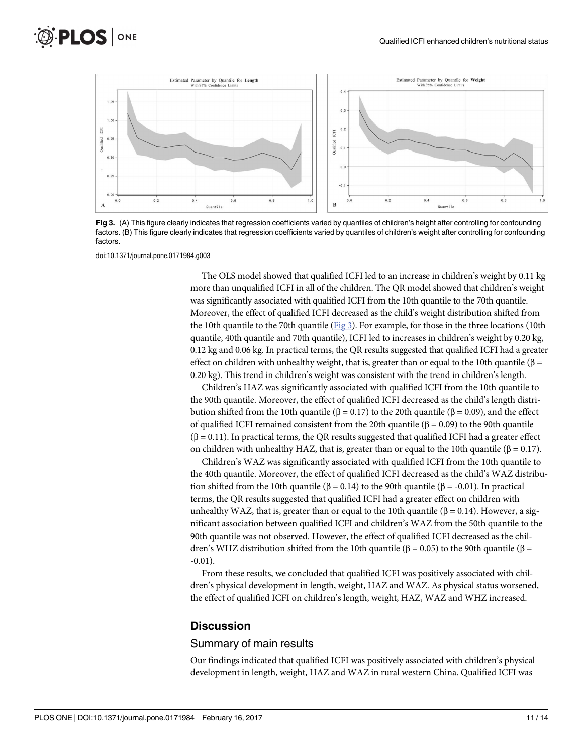Estimated Parameter by Quantile for Length
With 95% Confidence Limits

Qualified ICFI

1.25
1.00
0.75
0.50
0.25
0.00

0.0 0.2 0.4 0.6 0.8 1.0

Quantile

A

Estimated Parameter by Quantile for Weight
With 95% Confidence Limits

Qualified ICFI

0.4
0.3
0.2
0.1
0.0
−0.1

0.0 0.2 0.4 0.6 0.8 1.0

Quantile

B

**Fig 3.** (A) This figure clearly indicates that regression coefficients varied by quantiles of children's height after controlling for confounding factors. (B) This figure clearly indicates that regression coefficients varied by quantiles of children's weight after controlling for confounding factors.

doi:10.1371/journal.pone.0171984.g003

The OLS model showed that qualified ICFI led to an increase in children's weight by 0.11 kg more than unqualified ICFI in all of the children. The QR model showed that children's weight was significantly associated with qualified ICFI from the 10th quantile to the 70th quantile. Moreover, the effect of qualified ICFI decreased as the child's weight distribution shifted from the 10th quantile to the 70th quantile (Fig 3). For example, for those in the three locations (10th quantile, 40th quantile and 70th quantile), ICFI led to increases in children's weight by 0.20 kg, 0.12 kg and 0.06 kg. In practical terms, the QR results suggested that qualified ICFI had a greater effect on children with unhealthy weight, that is, greater than or equal to the 10th quantile (β = 0.20 kg). This trend in children's weight was consistent with the trend in children's length.

Children's HAZ was significantly associated with qualified ICFI from the 10th quantile to the 90th quantile. Moreover, the effect of qualified ICFI decreased as the child's length distribution shifted from the 10th quantile (β = 0.17) to the 20th quantile (β = 0.09), and the effect of qualified ICFI remained consistent from the 20th quantile (β = 0.09) to the 90th quantile (β = 0.11). In practical terms, the QR results suggested that qualified ICFI had a greater effect on children with unhealthy HAZ, that is, greater than or equal to the 10th quantile (β = 0.17).

Children's WAZ was significantly associated with qualified ICFI from the 10th quantile to the 40th quantile. Moreover, the effect of qualified ICFI decreased as the child's WAZ distribution shifted from the 10th quantile (β = 0.14) to the 90th quantile (β = -0.01). In practical terms, the QR results suggested that qualified ICFI had a greater effect on children with unhealthy WAZ, that is, greater than or equal to the 10th quantile (β = 0.14). However, a significant association between qualified ICFI and children's WAZ from the 50th quantile to the 90th quantile was not observed. However, the effect of qualified ICFI decreased as the children's WHZ distribution shifted from the 10th quantile (β = 0.05) to the 90th quantile (β = -0.01).

From these results, we concluded that qualified ICFI was positively associated with children's physical development in length, weight, HAZ and WAZ. As physical status worsened, the effect of qualified ICFI on children's length, weight, HAZ, WAZ and WHZ increased.

## Discussion

### Summary of main results

Our findings indicated that qualified ICFI was positively associated with children's physical development in length, weight, HAZ and WAZ in rural western China. Qualified ICFI was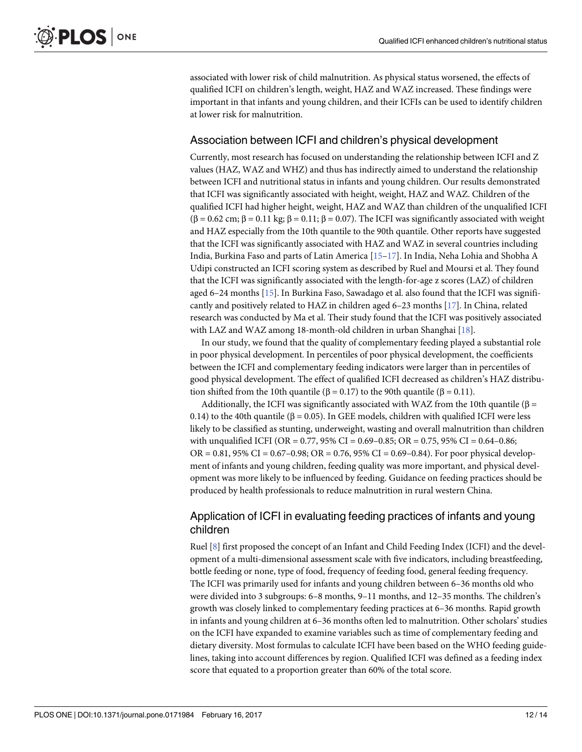associated with lower risk of child malnutrition. As physical status worsened, the effects of qualified ICFI on children's length, weight, HAZ and WAZ increased. These findings were important in that infants and young children, and their ICFIs can be used to identify children at lower risk for malnutrition.

## Association between ICFI and children's physical development

Currently, most research has focused on understanding the relationship between ICFI and Z values (HAZ, WAZ and WHZ) and thus has indirectly aimed to understand the relationship between ICFI and nutritional status in infants and young children. Our results demonstrated that ICFI was significantly associated with height, weight, HAZ and WAZ. Children of the qualified ICFI had higher height, weight, HAZ and WAZ than children of the unqualified ICFI ($\beta = 0.62$ cm; $\beta = 0.11$ kg; $\beta = 0.11$; $\beta = 0.07$). The ICFI was significantly associated with weight and HAZ especially from the 10th quantile to the 90th quantile. Other reports have suggested that the ICFI was significantly associated with HAZ and WAZ in several countries including India, Burkina Faso and parts of Latin America [15–17]. In India, Neha Lohia and Shobha A Udipi constructed an ICFI scoring system as described by Ruel and Moursi et al. They found that the ICFI was significantly associated with the length-for-age z scores (LAZ) of children aged 6–24 months [15]. In Burkina Faso, Sawadago et al. also found that the ICFI was significantly and positively related to HAZ in children aged 6–23 months [17]. In China, related research was conducted by Ma et al. Their study found that the ICFI was positively associated with LAZ and WAZ among 18-month-old children in urban Shanghai [18].

In our study, we found that the quality of complementary feeding played a substantial role in poor physical development. In percentiles of poor physical development, the coefficients between the ICFI and complementary feeding indicators were larger than in percentiles of good physical development. The effect of qualified ICFI decreased as children's HAZ distribution shifted from the 10th quantile ($\beta = 0.17$) to the 90th quantile ($\beta = 0.11$).

Additionally, the ICFI was significantly associated with WAZ from the 10th quantile ($\beta = 0.14$) to the 40th quantile ($\beta = 0.05$). In GEE models, children with qualified ICFI were less likely to be classified as stunting, underweight, wasting and overall malnutrition than children with unqualified ICFI (OR = 0.77, 95% CI = 0.69–0.85; OR = 0.75, 95% CI = 0.64–0.86; OR = 0.81, 95% CI = 0.67–0.98; OR = 0.76, 95% CI = 0.69–0.84). For poor physical development of infants and young children, feeding quality was more important, and physical development was more likely to be influenced by feeding. Guidance on feeding practices should be produced by health professionals to reduce malnutrition in rural western China.

## Application of ICFI in evaluating feeding practices of infants and young children

Ruel [8] first proposed the concept of an Infant and Child Feeding Index (ICFI) and the development of a multi-dimensional assessment scale with five indicators, including breastfeeding, bottle feeding or none, type of food, frequency of feeding food, general feeding frequency. The ICFI was primarily used for infants and young children between 6–36 months old who were divided into 3 subgroups: 6–8 months, 9–11 months, and 12–35 months. The children's growth was closely linked to complementary feeding practices at 6–36 months. Rapid growth in infants and young children at 6–36 months often led to malnutrition. Other scholars' studies on the ICFI have expanded to examine variables such as time of complementary feeding and dietary diversity. Most formulas to calculate ICFI have been based on the WHO feeding guidelines, taking into account differences by region. Qualified ICFI was defined as a feeding index score that equated to a proportion greater than 60% of the total score.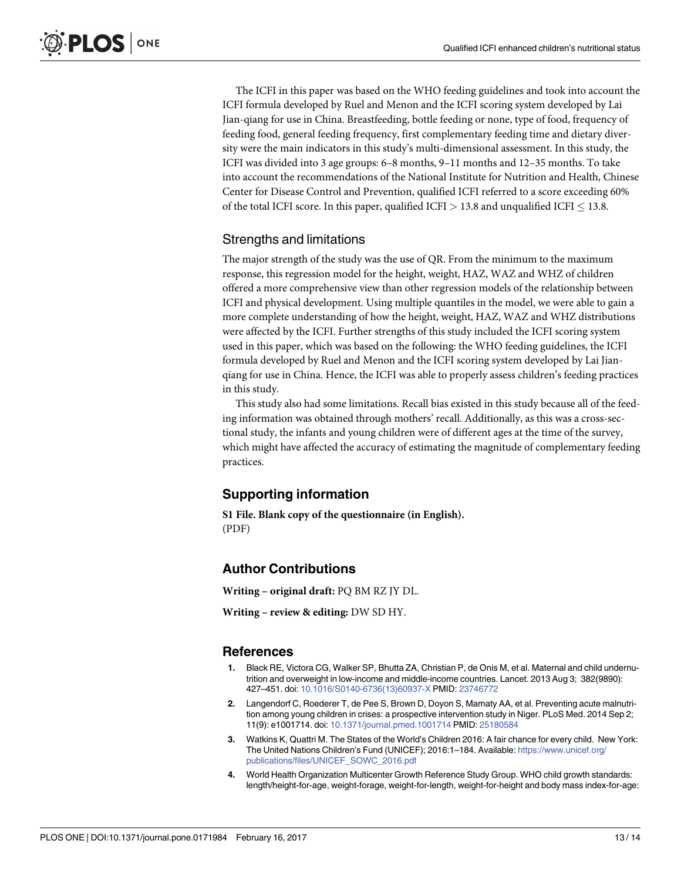The ICFI in this paper was based on the WHO feeding guidelines and took into account the ICFI formula developed by Ruel and Menon and the ICFI scoring system developed by Lai Jian-qiang for use in China. Breastfeeding, bottle feeding or none, type of food, frequency of feeding food, general feeding frequency, first complementary feeding time and dietary diversity were the main indicators in this study's multi-dimensional assessment. In this study, the ICFI was divided into 3 age groups: 6–8 months, 9–11 months and 12–35 months. To take into account the recommendations of the National Institute for Nutrition and Health, Chinese Center for Disease Control and Prevention, qualified ICFI referred to a score exceeding 60% of the total ICFI score. In this paper, qualified ICFI $> 13.8$ and unqualified ICFI $\leq 13.8$.

## Strengths and limitations

The major strength of the study was the use of QR. From the minimum to the maximum response, this regression model for the height, weight, HAZ, WAZ and WHZ of children offered a more comprehensive view than other regression models of the relationship between ICFI and physical development. Using multiple quantiles in the model, we were able to gain a more complete understanding of how the height, weight, HAZ, WAZ and WHZ distributions were affected by the ICFI. Further strengths of this study included the ICFI scoring system used in this paper, which was based on the following: the WHO feeding guidelines, the ICFI formula developed by Ruel and Menon and the ICFI scoring system developed by Lai Jian-qiang for use in China. Hence, the ICFI was able to properly assess children's feeding practices in this study.

This study also had some limitations. Recall bias existed in this study because all of the feeding information was obtained through mothers' recall. Additionally, as this was a cross-sectional study, the infants and young children were of different ages at the time of the survey, which might have affected the accuracy of estimating the magnitude of complementary feeding practices.

## Supporting information

**S1 File. Blank copy of the questionnaire (in English).**
(PDF)

## Author Contributions

**Writing – original draft:** PQ BM RZ JY DL.

**Writing – review & editing:** DW SD HY.

## References

1. Black RE, Victora CG, Walker SP, Bhutta ZA, Christian P, de Onis M, et al. Maternal and child undernutrition and overweight in low-income and middle-income countries. Lancet. 2013 Aug 3; 382(9890): 427–451. doi: 10.1016/S0140-6736(13)60937-X PMID: 23746772
2. Langendorf C, Roederer T, de Pee S, Brown D, Doyon S, Mamaty AA, et al. Preventing acute malnutrition among young children in crises: a prospective intervention study in Niger. PLoS Med. 2014 Sep 2; 11(9): e1001714. doi: 10.1371/journal.pmed.1001714 PMID: 25180584
3. Watkins K, Quattri M. The States of the World's Children 2016: A fair chance for every child. New York: The United Nations Children's Fund (UNICEF); 2016:1–184. Available: https://www.unicef.org/publications/files/UNICEF_SOWC_2016.pdf
4. World Health Organization Multicenter Growth Reference Study Group. WHO child growth standards: length/height-for-age, weight-forage, weight-for-length, weight-for-height and body mass index-for-age: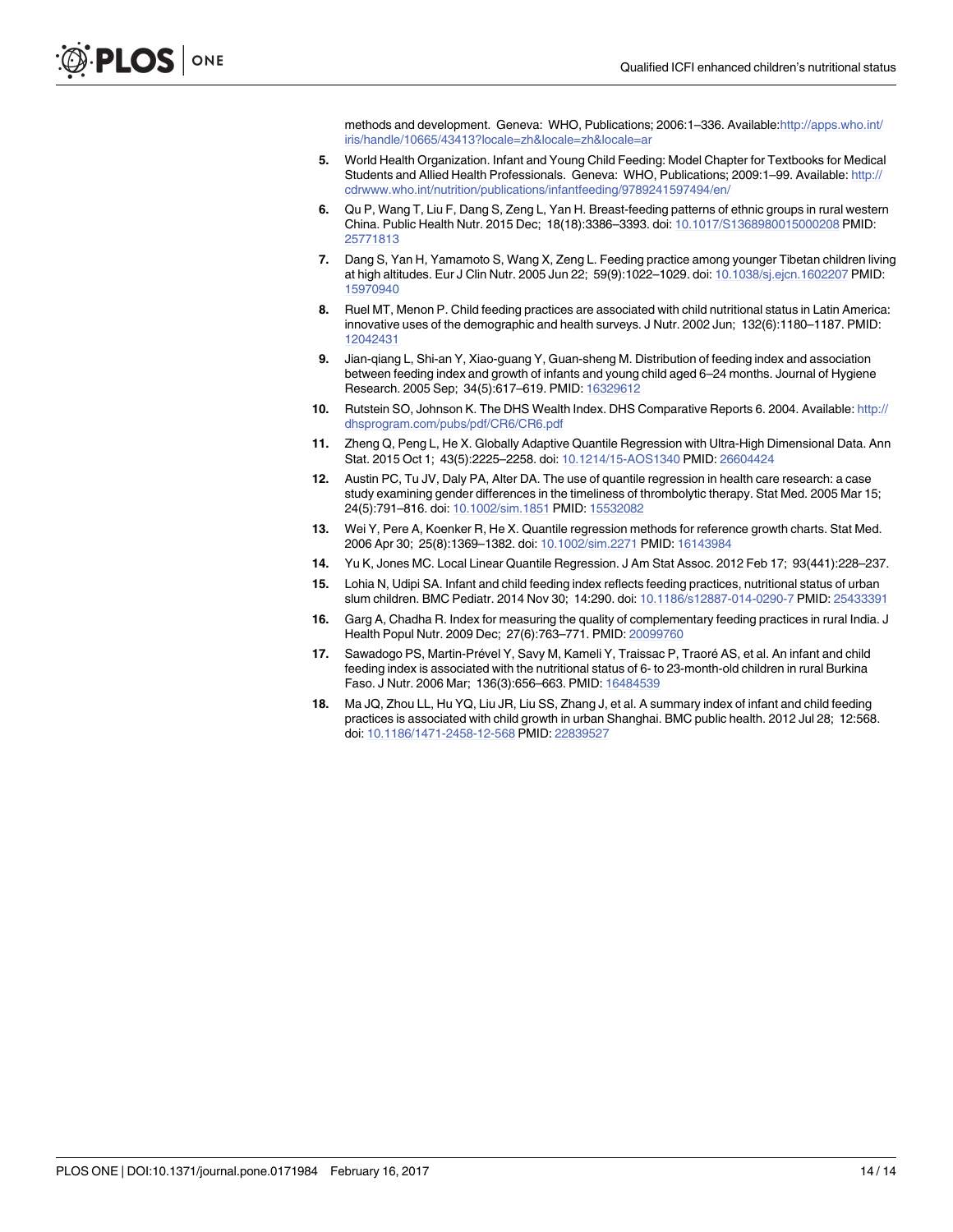methods and development. Geneva: WHO, Publications; 2006:1–336. Available:http://apps.who.int/iris/handle/10665/43413?locale=zh&locale=zh&locale=ar

5. World Health Organization. Infant and Young Child Feeding: Model Chapter for Textbooks for Medical Students and Allied Health Professionals. Geneva: WHO, Publications; 2009:1–99. Available: http://cdrwww.who.int/nutrition/publications/infantfeeding/9789241597494/en/
6. Qu P, Wang T, Liu F, Dang S, Zeng L, Yan H. Breast-feeding patterns of ethnic groups in rural western China. Public Health Nutr. 2015 Dec; 18(18):3386–3393. doi: 10.1017/S1368980015000208 PMID: 25771813
7. Dang S, Yan H, Yamamoto S, Wang X, Zeng L. Feeding practice among younger Tibetan children living at high altitudes. Eur J Clin Nutr. 2005 Jun 22; 59(9):1022–1029. doi: 10.1038/sj.ejcn.1602207 PMID: 15970940
8. Ruel MT, Menon P. Child feeding practices are associated with child nutritional status in Latin America: innovative uses of the demographic and health surveys. J Nutr. 2002 Jun; 132(6):1180–1187. PMID: 12042431
9. Jian-qiang L, Shi-an Y, Xiao-guang Y, Guan-sheng M. Distribution of feeding index and association between feeding index and growth of infants and young child aged 6–24 months. Journal of Hygiene Research. 2005 Sep; 34(5):617–619. PMID: 16329612
10. Rutstein SO, Johnson K. The DHS Wealth Index. DHS Comparative Reports 6. 2004. Available: http://dhsprogram.com/pubs/pdf/CR6/CR6.pdf
11. Zheng Q, Peng L, He X. Globally Adaptive Quantile Regression with Ultra-High Dimensional Data. Ann Stat. 2015 Oct 1; 43(5):2225–2258. doi: 10.1214/15-AOS1340 PMID: 26604424
12. Austin PC, Tu JV, Daly PA, Alter DA. The use of quantile regression in health care research: a case study examining gender differences in the timeliness of thrombolytic therapy. Stat Med. 2005 Mar 15; 24(5):791–816. doi: 10.1002/sim.1851 PMID: 15532082
13. Wei Y, Pere A, Koenker R, He X. Quantile regression methods for reference growth charts. Stat Med. 2006 Apr 30; 25(8):1369–1382. doi: 10.1002/sim.2271 PMID: 16143984
14. Yu K, Jones MC. Local Linear Quantile Regression. J Am Stat Assoc. 2012 Feb 17; 93(441):228–237.
15. Lohia N, Udipi SA. Infant and child feeding index reflects feeding practices, nutritional status of urban slum children. BMC Pediatr. 2014 Nov 30; 14:290. doi: 10.1186/s12887-014-0290-7 PMID: 25433391
16. Garg A, Chadha R. Index for measuring the quality of complementary feeding practices in rural India. J Health Popul Nutr. 2009 Dec; 27(6):763–771. PMID: 20099760
17. Sawadogo PS, Martin-Prével Y, Savy M, Kameli Y, Traissac P, Traoré AS, et al. An infant and child feeding index is associated with the nutritional status of 6- to 23-month-old children in rural Burkina Faso. J Nutr. 2006 Mar; 136(3):656–663. PMID: 16484539
18. Ma JQ, Zhou LL, Hu YQ, Liu JR, Liu SS, Zhang J, et al. A summary index of infant and child feeding practices is associated with child growth in urban Shanghai. BMC public health. 2012 Jul 28; 12:568. doi: 10.1186/1471-2458-12-568 PMID: 22839527